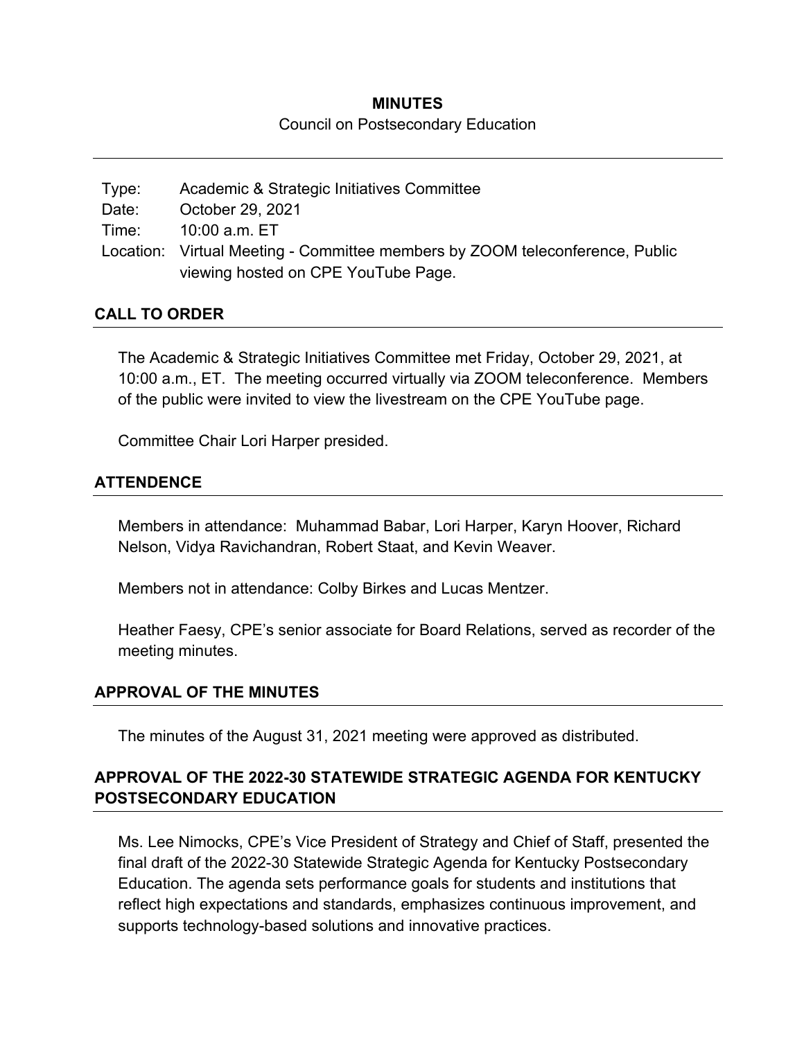# MINUTES

Council on Postsecondary Education

| | |
|---|---|
| Type: | Academic & Strategic Initiatives Committee |
| Date: | October 29, 2021 |
| Time: | 10:00 a.m. ET |
| Location: | Virtual Meeting - Committee members by ZOOM teleconference, Public viewing hosted on CPE YouTube Page. |

## CALL TO ORDER

The Academic & Strategic Initiatives Committee met Friday, October 29, 2021, at 10:00 a.m., ET. The meeting occurred virtually via ZOOM teleconference. Members of the public were invited to view the livestream on the CPE YouTube page.

Committee Chair Lori Harper presided.

## ATTENDENCE

Members in attendance: Muhammad Babar, Lori Harper, Karyn Hoover, Richard Nelson, Vidya Ravichandran, Robert Staat, and Kevin Weaver.

Members not in attendance: Colby Birkes and Lucas Mentzer.

Heather Faesy, CPE's senior associate for Board Relations, served as recorder of the meeting minutes.

## APPROVAL OF THE MINUTES

The minutes of the August 31, 2021 meeting were approved as distributed.

## APPROVAL OF THE 2022-30 STATEWIDE STRATEGIC AGENDA FOR KENTUCKY POSTSECONDARY EDUCATION

Ms. Lee Nimocks, CPE's Vice President of Strategy and Chief of Staff, presented the final draft of the 2022-30 Statewide Strategic Agenda for Kentucky Postsecondary Education. The agenda sets performance goals for students and institutions that reflect high expectations and standards, emphasizes continuous improvement, and supports technology-based solutions and innovative practices.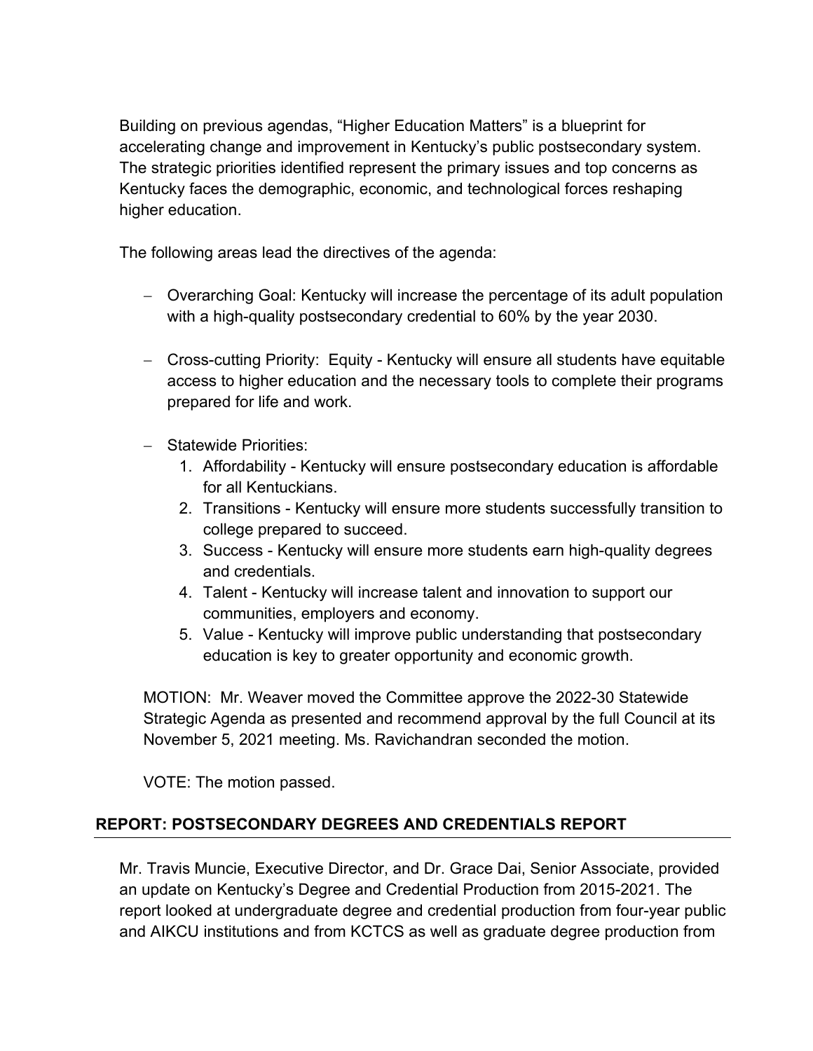Building on previous agendas, “Higher Education Matters” is a blueprint for accelerating change and improvement in Kentucky’s public postsecondary system. The strategic priorities identified represent the primary issues and top concerns as Kentucky faces the demographic, economic, and technological forces reshaping higher education.

The following areas lead the directives of the agenda:

- Overarching Goal: Kentucky will increase the percentage of its adult population with a high-quality postsecondary credential to 60% by the year 2030.

- Cross-cutting Priority: Equity - Kentucky will ensure all students have equitable access to higher education and the necessary tools to complete their programs prepared for life and work.

- Statewide Priorities:
  1. Affordability - Kentucky will ensure postsecondary education is affordable for all Kentuckians.
  2. Transitions - Kentucky will ensure more students successfully transition to college prepared to succeed.
  3. Success - Kentucky will ensure more students earn high-quality degrees and credentials.
  4. Talent - Kentucky will increase talent and innovation to support our communities, employers and economy.
  5. Value - Kentucky will improve public understanding that postsecondary education is key to greater opportunity and economic growth.

MOTION: Mr. Weaver moved the Committee approve the 2022-30 Statewide Strategic Agenda as presented and recommend approval by the full Council at its November 5, 2021 meeting. Ms. Ravichandran seconded the motion.

VOTE: The motion passed.

## REPORT: POSTSECONDARY DEGREES AND CREDENTIALS REPORT

Mr. Travis Muncie, Executive Director, and Dr. Grace Dai, Senior Associate, provided an update on Kentucky’s Degree and Credential Production from 2015-2021. The report looked at undergraduate degree and credential production from four-year public and AIKCU institutions and from KCTCS as well as graduate degree production from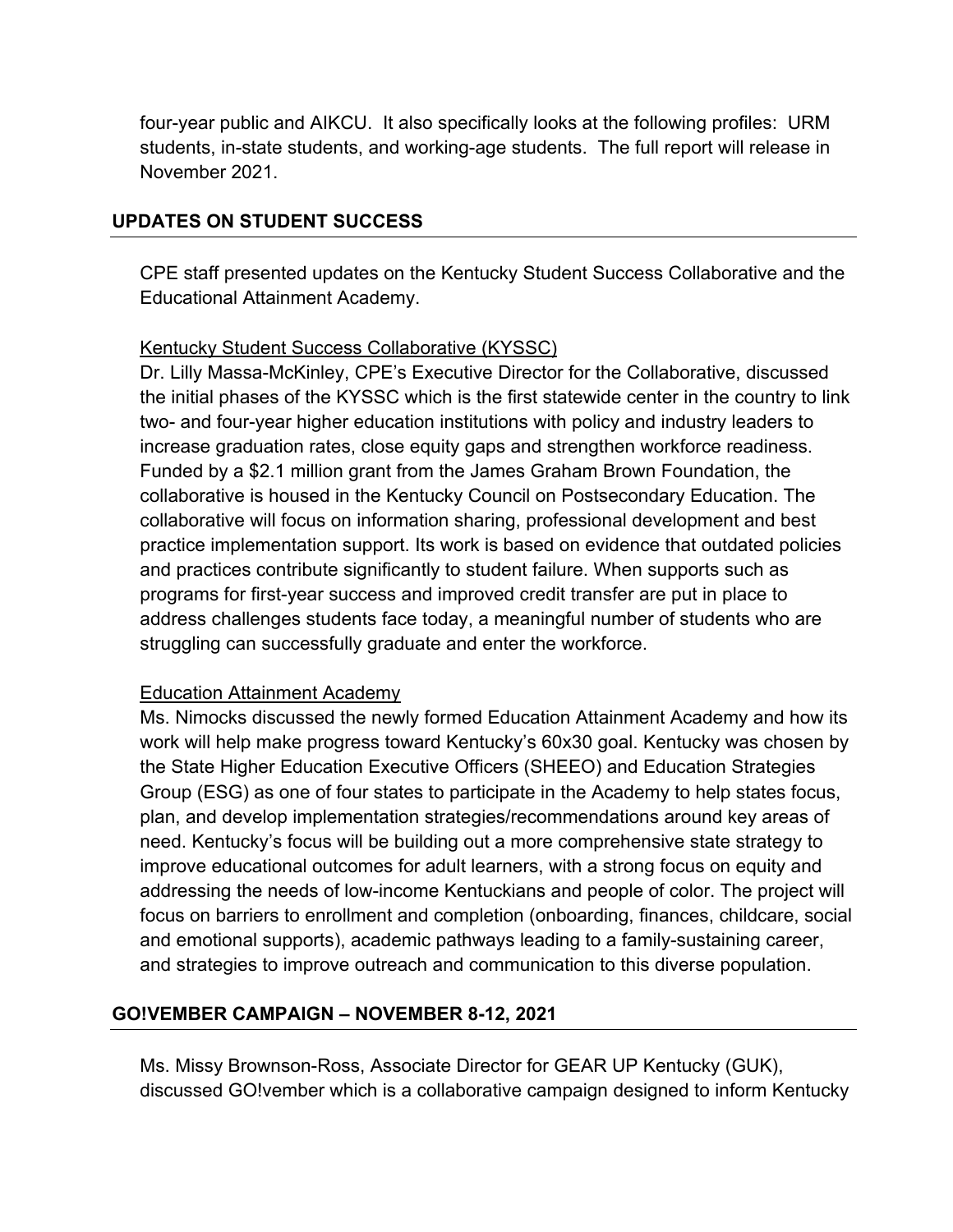four-year public and AIKCU. It also specifically looks at the following profiles: URM students, in-state students, and working-age students. The full report will release in November 2021.

## UPDATES ON STUDENT SUCCESS

CPE staff presented updates on the Kentucky Student Success Collaborative and the Educational Attainment Academy.

Kentucky Student Success Collaborative (KYSSC)
Dr. Lilly Massa-McKinley, CPE's Executive Director for the Collaborative, discussed the initial phases of the KYSSC which is the first statewide center in the country to link two- and four-year higher education institutions with policy and industry leaders to increase graduation rates, close equity gaps and strengthen workforce readiness. Funded by a $2.1 million grant from the James Graham Brown Foundation, the collaborative is housed in the Kentucky Council on Postsecondary Education. The collaborative will focus on information sharing, professional development and best practice implementation support. Its work is based on evidence that outdated policies and practices contribute significantly to student failure. When supports such as programs for first-year success and improved credit transfer are put in place to address challenges students face today, a meaningful number of students who are struggling can successfully graduate and enter the workforce.

Education Attainment Academy
Ms. Nimocks discussed the newly formed Education Attainment Academy and how its work will help make progress toward Kentucky's 60x30 goal. Kentucky was chosen by the State Higher Education Executive Officers (SHEEO) and Education Strategies Group (ESG) as one of four states to participate in the Academy to help states focus, plan, and develop implementation strategies/recommendations around key areas of need. Kentucky's focus will be building out a more comprehensive state strategy to improve educational outcomes for adult learners, with a strong focus on equity and addressing the needs of low-income Kentuckians and people of color. The project will focus on barriers to enrollment and completion (onboarding, finances, childcare, social and emotional supports), academic pathways leading to a family-sustaining career, and strategies to improve outreach and communication to this diverse population.

## GO!VEMBER CAMPAIGN – NOVEMBER 8-12, 2021

Ms. Missy Brownson-Ross, Associate Director for GEAR UP Kentucky (GUK), discussed GO!vember which is a collaborative campaign designed to inform Kentucky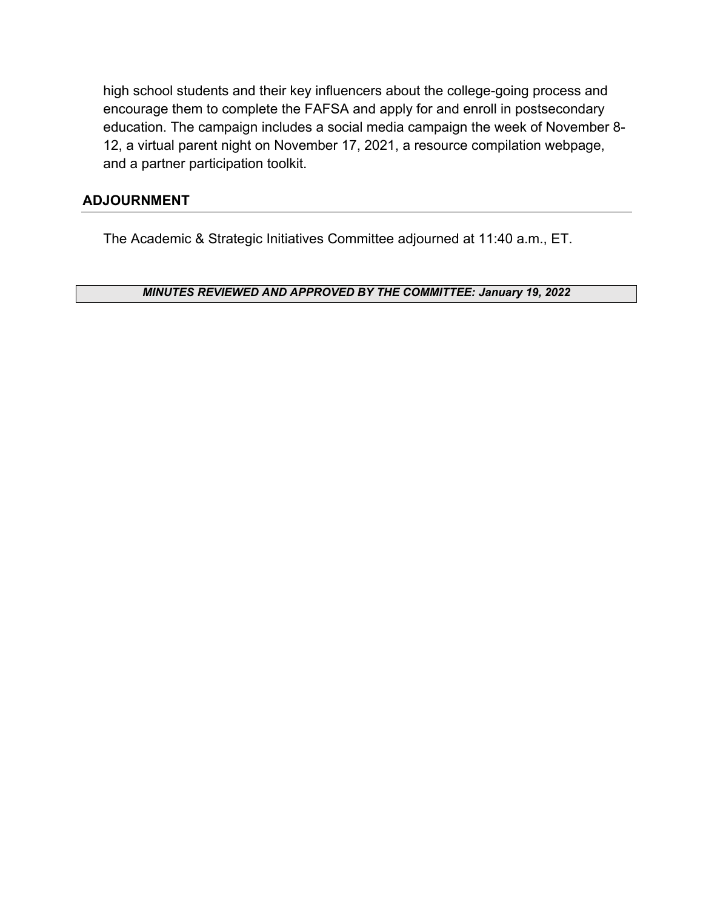high school students and their key influencers about the college-going process and encourage them to complete the FAFSA and apply for and enroll in postsecondary education. The campaign includes a social media campaign the week of November 8-12, a virtual parent night on November 17, 2021, a resource compilation webpage, and a partner participation toolkit.

## ADJOURNMENT

The Academic & Strategic Initiatives Committee adjourned at 11:40 a.m., ET.

***MINUTES REVIEWED AND APPROVED BY THE COMMITTEE: January 19, 2022***